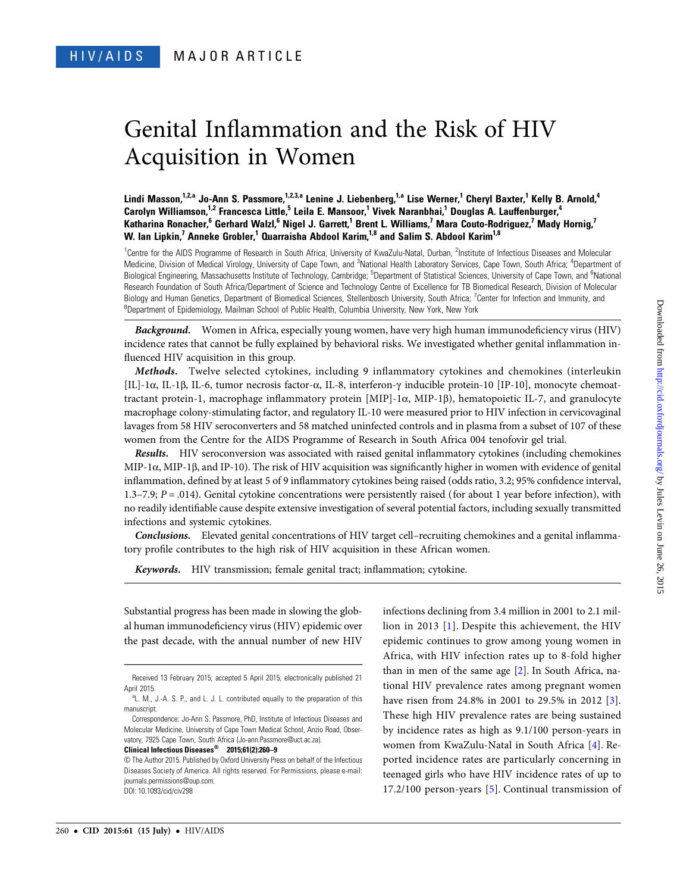HIV/AIDS MAJOR ARTICLE

# Genital Inflammation and the Risk of HIV Acquisition in Women

**Lindi Masson,[1,2,a] Jo-Ann S. Passmore,[1,2,3,a] Lenine J. Liebenberg,[1,a] Lise Werner,[1] Cheryl Baxter,[1] Kelly B. Arnold,[4] Carolyn Williamson,[1,2] Francesca Little,[5] Leila E. Mansoor,[1] Vivek Naranbhai,[1] Douglas A. Lauffenburger,[4] Katharina Ronacher,[6] Gerhard Walzl,[6] Nigel J. Garrett,[1] Brent L. Williams,[7] Mara Couto-Rodriguez,[7] Mady Hornig,[7] W. Ian Lipkin,[7] Anneke Grobler,[1] Quarraisha Abdool Karim,[1,8] and Salim S. Abdool Karim[1,8]**

[1]Centre for the AIDS Programme of Research in South Africa, University of KwaZulu-Natal, Durban, [2]Institute of Infectious Diseases and Molecular Medicine, Division of Medical Virology, University of Cape Town, and [3]National Health Laboratory Services, Cape Town, South Africa; [4]Department of Biological Engineering, Massachusetts Institute of Technology, Cambridge; [5]Department of Statistical Sciences, University of Cape Town, and [6]National Research Foundation of South Africa/Department of Science and Technology Centre of Excellence for TB Biomedical Research, Division of Molecular Biology and Human Genetics, Department of Biomedical Sciences, Stellenbosch University, South Africa; [7]Center for Infection and Immunity, and [8]Department of Epidemiology, Mailman School of Public Health, Columbia University, New York, New York

***Background.*** Women in Africa, especially young women, have very high human immunodeficiency virus (HIV) incidence rates that cannot be fully explained by behavioral risks. We investigated whether genital inflammation influenced HIV acquisition in this group.

***Methods.*** Twelve selected cytokines, including 9 inflammatory cytokines and chemokines (interleukin [IL]-1α, IL-1β, IL-6, tumor necrosis factor-α, IL-8, interferon-γ inducible protein-10 [IP-10], monocyte chemoattractant protein-1, macrophage inflammatory protein [MIP]-1α, MIP-1β), hematopoietic IL-7, and granulocyte macrophage colony-stimulating factor, and regulatory IL-10 were measured prior to HIV infection in cervicovaginal lavages from 58 HIV seroconverters and 58 matched uninfected controls and in plasma from a subset of 107 of these women from the Centre for the AIDS Programme of Research in South Africa 004 tenofovir gel trial.

***Results.*** HIV seroconversion was associated with raised genital inflammatory cytokines (including chemokines MIP-1α, MIP-1β, and IP-10). The risk of HIV acquisition was significantly higher in women with evidence of genital inflammation, defined by at least 5 of 9 inflammatory cytokines being raised (odds ratio, 3.2; 95% confidence interval, 1.3–7.9; $P = .014$). Genital cytokine concentrations were persistently raised (for about 1 year before infection), with no readily identifiable cause despite extensive investigation of several potential factors, including sexually transmitted infections and systemic cytokines.

***Conclusions.*** Elevated genital concentrations of HIV target cell–recruiting chemokines and a genital inflammatory profile contributes to the high risk of HIV acquisition in these African women.

***Keywords.*** HIV transmission; female genital tract; inflammation; cytokine.

Substantial progress has been made in slowing the global human immunodeficiency virus (HIV) epidemic over the past decade, with the annual number of new HIV infections declining from 3.4 million in 2001 to 2.1 million in 2013 [1]. Despite this achievement, the HIV epidemic continues to grow among young women in Africa, with HIV infection rates up to 8-fold higher than in men of the same age [2]. In South Africa, national HIV prevalence rates among pregnant women have risen from 24.8% in 2001 to 29.5% in 2012 [3]. These high HIV prevalence rates are being sustained by incidence rates as high as 9.1/100 person-years in women from KwaZulu-Natal in South Africa [4]. Reported incidence rates are particularly concerning in teenaged girls who have HIV incidence rates of up to 17.2/100 person-years [5]. Continual transmission of

Received 13 February 2015; accepted 5 April 2015; electronically published 21 April 2015.

[a]L. M., J.-A. S. P., and L. J. L. contributed equally to the preparation of this manuscript.

Correspondence: Jo-Ann S. Passmore, PhD, Institute of Infectious Diseases and Molecular Medicine, University of Cape Town Medical School, Anzio Road, Observatory, 7925 Cape Town, South Africa (Jo-ann.Passmore@uct.ac.za).

**Clinical Infectious Diseases® 2015;61(2):260–9**

© The Author 2015. Published by Oxford University Press on behalf of the Infectious Diseases Society of America. All rights reserved. For Permissions, please e-mail: journals.permissions@oup.com.
DOI: 10.1093/cid/civ298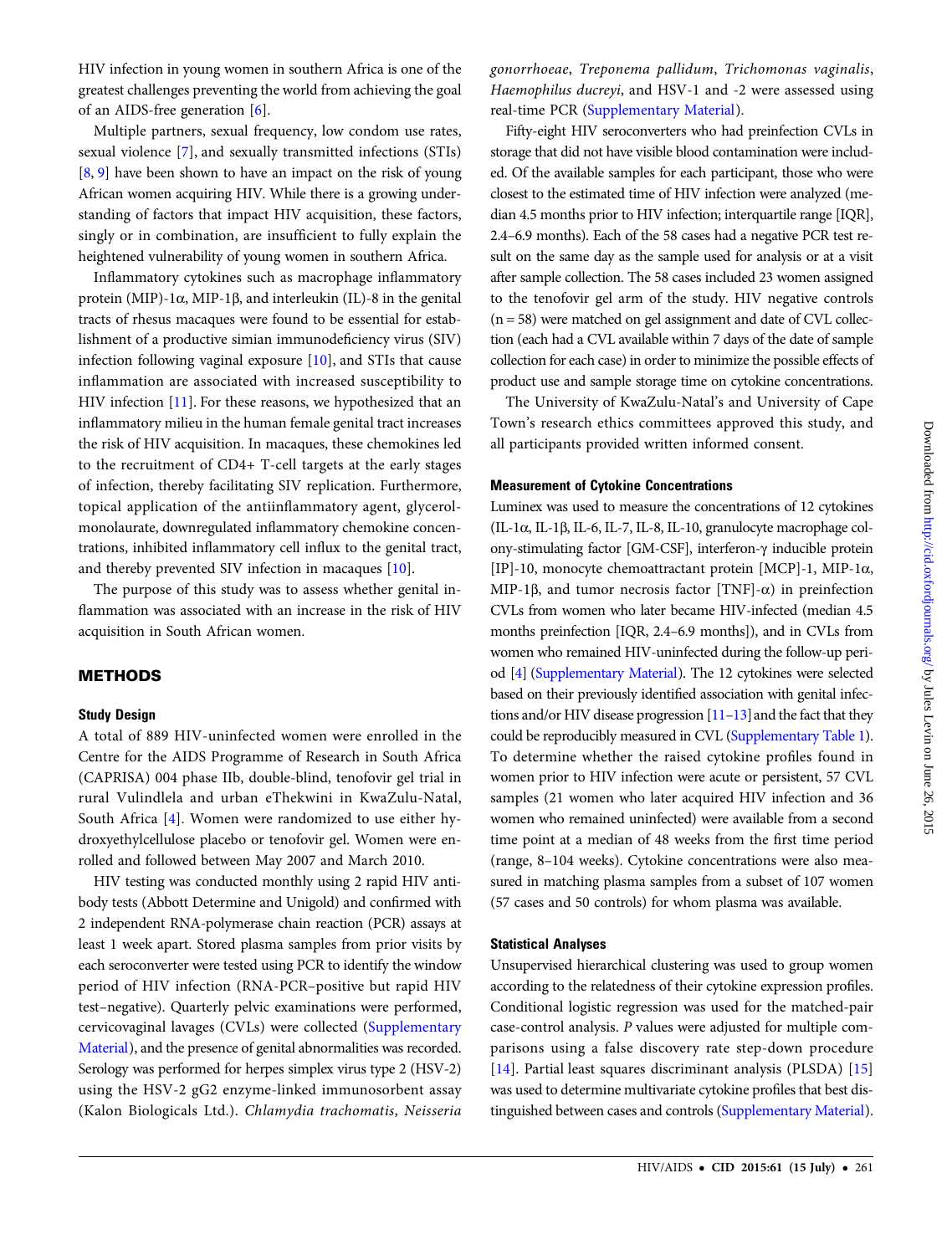HIV infection in young women in southern Africa is one of the greatest challenges preventing the world from achieving the goal of an AIDS-free generation [6].

Multiple partners, sexual frequency, low condom use rates, sexual violence [7], and sexually transmitted infections (STIs) [8, 9] have been shown to have an impact on the risk of young African women acquiring HIV. While there is a growing understanding of factors that impact HIV acquisition, these factors, singly or in combination, are insufficient to fully explain the heightened vulnerability of young women in southern Africa.

Inflammatory cytokines such as macrophage inflammatory protein (MIP)-1α, MIP-1β, and interleukin (IL)-8 in the genital tracts of rhesus macaques were found to be essential for establishment of a productive simian immunodeficiency virus (SIV) infection following vaginal exposure [10], and STIs that cause inflammation are associated with increased susceptibility to HIV infection [11]. For these reasons, we hypothesized that an inflammatory milieu in the human female genital tract increases the risk of HIV acquisition. In macaques, these chemokines led to the recruitment of CD4+ T-cell targets at the early stages of infection, thereby facilitating SIV replication. Furthermore, topical application of the antiinflammatory agent, glycerol-monolaurate, downregulated inflammatory chemokine concentrations, inhibited inflammatory cell influx to the genital tract, and thereby prevented SIV infection in macaques [10].

The purpose of this study was to assess whether genital inflammation was associated with an increase in the risk of HIV acquisition in South African women.

## METHODS

### Study Design

A total of 889 HIV-uninfected women were enrolled in the Centre for the AIDS Programme of Research in South Africa (CAPRISA) 004 phase IIb, double-blind, tenofovir gel trial in rural Vulindlela and urban eThekwini in KwaZulu-Natal, South Africa [4]. Women were randomized to use either hydroxyethylcellulose placebo or tenofovir gel. Women were enrolled and followed between May 2007 and March 2010.

HIV testing was conducted monthly using 2 rapid HIV antibody tests (Abbott Determine and Unigold) and confirmed with 2 independent RNA-polymerase chain reaction (PCR) assays at least 1 week apart. Stored plasma samples from prior visits by each seroconverter were tested using PCR to identify the window period of HIV infection (RNA-PCR–positive but rapid HIV test–negative). Quarterly pelvic examinations were performed, cervicovaginal lavages (CVLs) were collected (Supplementary Material), and the presence of genital abnormalities was recorded. Serology was performed for herpes simplex virus type 2 (HSV-2) using the HSV-2 gG2 enzyme-linked immunosorbent assay (Kalon Biologicals Ltd.). *Chlamydia trachomatis*, *Neisseria gonorrhoeae*, *Treponema pallidum*, *Trichomonas vaginalis*, *Haemophilus ducreyi*, and HSV-1 and -2 were assessed using real-time PCR (Supplementary Material).

Fifty-eight HIV seroconverters who had preinfection CVLs in storage that did not have visible blood contamination were included. Of the available samples for each participant, those who were closest to the estimated time of HIV infection were analyzed (median 4.5 months prior to HIV infection; interquartile range [IQR], 2.4–6.9 months). Each of the 58 cases had a negative PCR test result on the same day as the sample used for analysis or at a visit after sample collection. The 58 cases included 23 women assigned to the tenofovir gel arm of the study. HIV negative controls (n = 58) were matched on gel assignment and date of CVL collection (each had a CVL available within 7 days of the date of sample collection for each case) in order to minimize the possible effects of product use and sample storage time on cytokine concentrations.

The University of KwaZulu-Natal's and University of Cape Town's research ethics committees approved this study, and all participants provided written informed consent.

### Measurement of Cytokine Concentrations

Luminex was used to measure the concentrations of 12 cytokines (IL-1α, IL-1β, IL-6, IL-7, IL-8, IL-10, granulocyte macrophage colony-stimulating factor [GM-CSF], interferon-γ inducible protein [IP]-10, monocyte chemoattractant protein [MCP]-1, MIP-1α, MIP-1β, and tumor necrosis factor [TNF]-α) in preinfection CVLs from women who later became HIV-infected (median 4.5 months preinfection [IQR, 2.4–6.9 months]), and in CVLs from women who remained HIV-uninfected during the follow-up period [4] (Supplementary Material). The 12 cytokines were selected based on their previously identified association with genital infections and/or HIV disease progression [11–13] and the fact that they could be reproducibly measured in CVL (Supplementary Table 1). To determine whether the raised cytokine profiles found in women prior to HIV infection were acute or persistent, 57 CVL samples (21 women who later acquired HIV infection and 36 women who remained uninfected) were available from a second time point at a median of 48 weeks from the first time period (range, 8–104 weeks). Cytokine concentrations were also measured in matching plasma samples from a subset of 107 women (57 cases and 50 controls) for whom plasma was available.

### Statistical Analyses

Unsupervised hierarchical clustering was used to group women according to the relatedness of their cytokine expression profiles. Conditional logistic regression was used for the matched-pair case-control analysis. *P* values were adjusted for multiple comparisons using a false discovery rate step-down procedure [14]. Partial least squares discriminant analysis (PLSDA) [15] was used to determine multivariate cytokine profiles that best distinguished between cases and controls (Supplementary Material).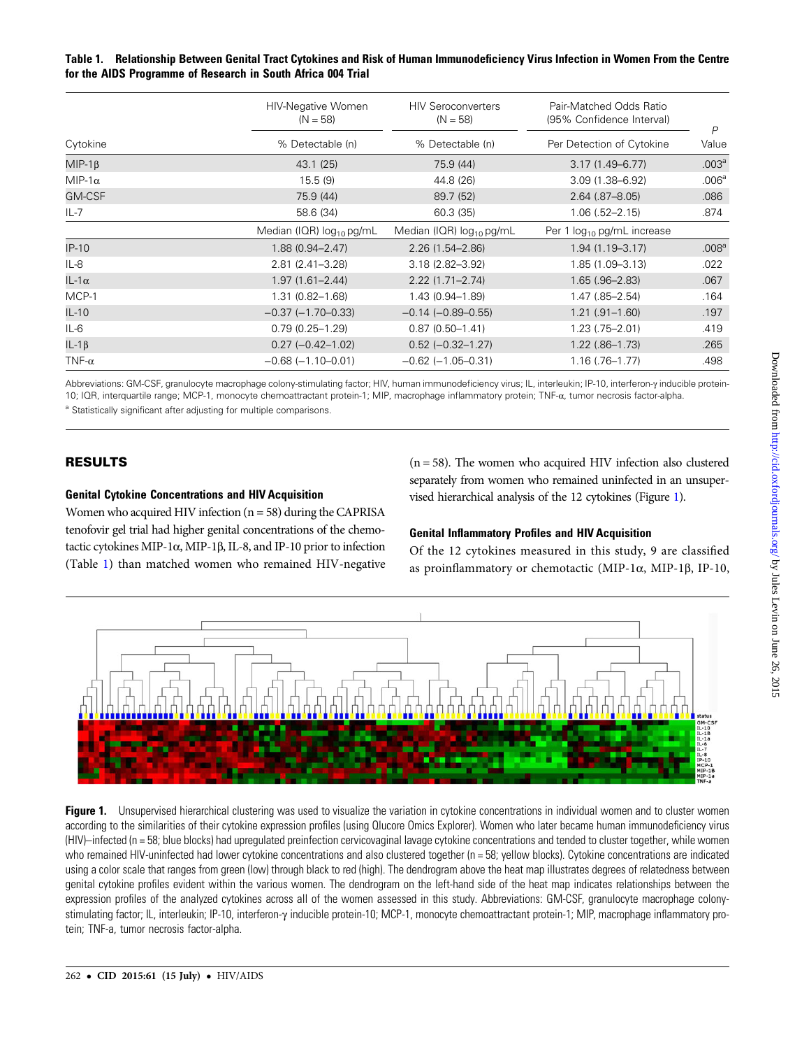**Table 1. Relationship Between Genital Tract Cytokines and Risk of Human Immunodeficiency Virus Infection in Women From the Centre for the AIDS Programme of Research in South Africa 004 Trial**

| Cytokine | HIV-Negative Women (N = 58) | HIV Seroconverters (N = 58) | Pair-Matched Odds Ratio (95% Confidence Interval) | *P* Value |
|---|---|---|---|---|
| | % Detectable (n) | % Detectable (n) | Per Detection of Cytokine | |
| MIP-1β | 43.1 (25) | 75.9 (44) | 3.17 (1.49–6.77) | .003[a] |
| MIP-1α | 15.5 (9) | 44.8 (26) | 3.09 (1.38–6.92) | .006[a] |
| GM-CSF | 75.9 (44) | 89.7 (52) | 2.64 (.87–8.05) | .086 |
| IL-7 | 58.6 (34) | 60.3 (35) | 1.06 (.52–2.15) | .874 |
| | Median (IQR) $\log_{10}$ pg/mL | Median (IQR) $\log_{10}$ pg/mL | Per 1 $\log_{10}$ pg/mL increase | |
| IP-10 | 1.88 (0.94–2.47) | 2.26 (1.54–2.86) | 1.94 (1.19–3.17) | .008[a] |
| IL-8 | 2.81 (2.41–3.28) | 3.18 (2.82–3.92) | 1.85 (1.09–3.13) | .022 |
| IL-1α | 1.97 (1.61–2.44) | 2.22 (1.71–2.74) | 1.65 (.96–2.83) | .067 |
| MCP-1 | 1.31 (0.82–1.68) | 1.43 (0.94–1.89) | 1.47 (.85–2.54) | .164 |
| IL-10 | −0.37 (−1.70–0.33) | −0.14 (−0.89–0.55) | 1.21 (.91–1.60) | .197 |
| IL-6 | 0.79 (0.25–1.29) | 0.87 (0.50–1.41) | 1.23 (.75–2.01) | .419 |
| IL-1β | 0.27 (−0.42–1.02) | 0.52 (−0.32–1.27) | 1.22 (.86–1.73) | .265 |
| TNF-α | −0.68 (−1.10–0.01) | −0.62 (−1.05–0.31) | 1.16 (.76–1.77) | .498 |

Abbreviations: GM-CSF, granulocyte macrophage colony-stimulating factor; HIV, human immunodeficiency virus; IL, interleukin; IP-10, interferon-γ inducible protein-10; IQR, interquartile range; MCP-1, monocyte chemoattractant protein-1; MIP, macrophage inflammatory protein; TNF-α, tumor necrosis factor-alpha.

[a] Statistically significant after adjusting for multiple comparisons.

## RESULTS

### Genital Cytokine Concentrations and HIV Acquisition

Women who acquired HIV infection (n = 58) during the CAPRISA tenofovir gel trial had higher genital concentrations of the chemotactic cytokines MIP-1α, MIP-1β, IL-8, and IP-10 prior to infection (Table 1) than matched women who remained HIV-negative (n = 58). The women who acquired HIV infection also clustered separately from women who remained uninfected in an unsupervised hierarchical analysis of the 12 cytokines (Figure 1).

### Genital Inflammatory Profiles and HIV Acquisition

Of the 12 cytokines measured in this study, 9 are classified as proinflammatory or chemotactic (MIP-1α, MIP-1β, IP-10,

**Figure 1.** Unsupervised hierarchical clustering was used to visualize the variation in cytokine concentrations in individual women and to cluster women according to the similarities of their cytokine expression profiles (using Qlucore Omics Explorer). Women who later became human immunodeficiency virus (HIV)–infected (n = 58; blue blocks) had upregulated preinfection cervicovaginal lavage cytokine concentrations and tended to cluster together, while women who remained HIV-uninfected had lower cytokine concentrations and also clustered together (n = 58; yellow blocks). Cytokine concentrations are indicated using a color scale that ranges from green (low) through black to red (high). The dendrogram above the heat map illustrates degrees of relatedness between genital cytokine profiles evident within the various women. The dendrogram on the left-hand side of the heat map indicates relationships between the expression profiles of the analyzed cytokines across all of the women assessed in this study. Abbreviations: GM-CSF, granulocyte macrophage colony-stimulating factor; IL, interleukin; IP-10, interferon-γ inducible protein-10; MCP-1, monocyte chemoattractant protein-1; MIP, macrophage inflammatory protein; TNF-a, tumor necrosis factor-alpha.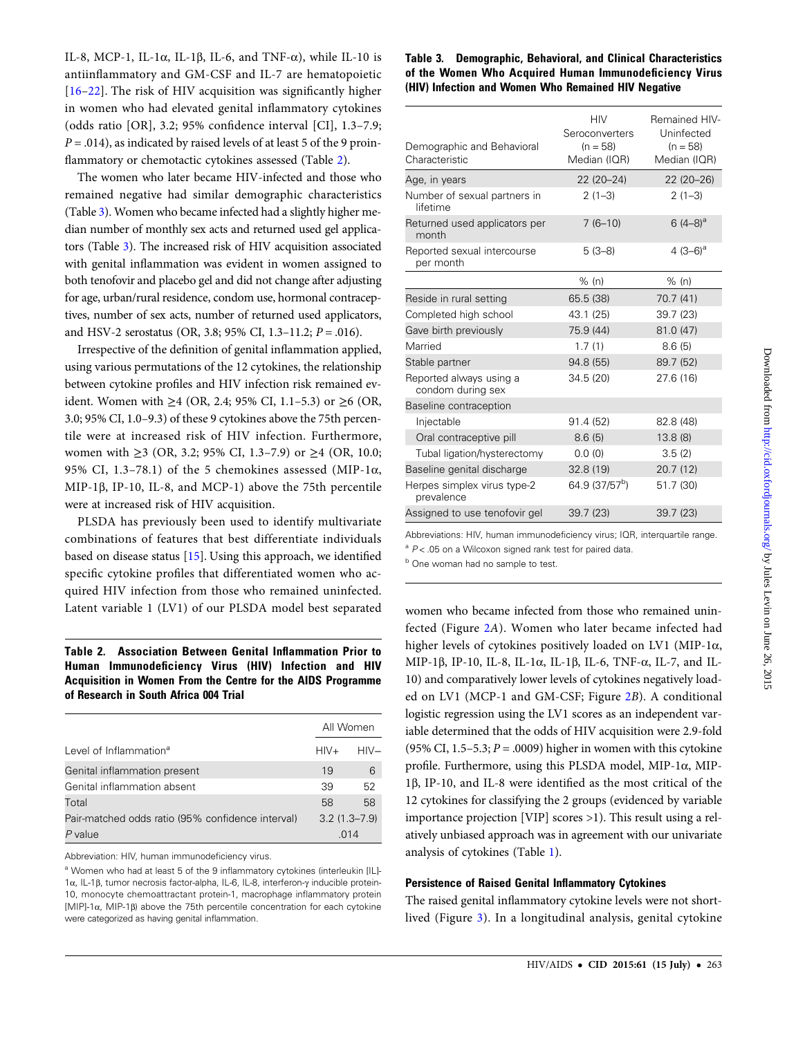IL-8, MCP-1, IL-1α, IL-1β, IL-6, and TNF-α), while IL-10 is antiinflammatory and GM-CSF and IL-7 are hematopoietic [16–22]. The risk of HIV acquisition was significantly higher in women who had elevated genital inflammatory cytokines (odds ratio [OR], 3.2; 95% confidence interval [CI], 1.3–7.9; $P = .014$), as indicated by raised levels of at least 5 of the 9 proinflammatory or chemotactic cytokines assessed (Table 2).

The women who later became HIV-infected and those who remained negative had similar demographic characteristics (Table 3). Women who became infected had a slightly higher median number of monthly sex acts and returned used gel applicators (Table 3). The increased risk of HIV acquisition associated with genital inflammation was evident in women assigned to both tenofovir and placebo gel and did not change after adjusting for age, urban/rural residence, condom use, hormonal contraceptives, number of sex acts, number of returned used applicators, and HSV-2 serostatus (OR, 3.8; 95% CI, 1.3–11.2; $P = .016$).

Irrespective of the definition of genital inflammation applied, using various permutations of the 12 cytokines, the relationship between cytokine profiles and HIV infection risk remained evident. Women with ≥4 (OR, 2.4; 95% CI, 1.1–5.3) or ≥6 (OR, 3.0; 95% CI, 1.0–9.3) of these 9 cytokines above the 75th percentile were at increased risk of HIV infection. Furthermore, women with ≥3 (OR, 3.2; 95% CI, 1.3–7.9) or ≥4 (OR, 10.0; 95% CI, 1.3–78.1) of the 5 chemokines assessed (MIP-1α, MIP-1β, IP-10, IL-8, and MCP-1) above the 75th percentile were at increased risk of HIV acquisition.

PLSDA has previously been used to identify multivariate combinations of features that best differentiate individuals based on disease status [15]. Using this approach, we identified specific cytokine profiles that differentiated women who acquired HIV infection from those who remained uninfected. Latent variable 1 (LV1) of our PLSDA model best separated women who became infected from those who remained uninfected (Figure 2*A*). Women who later became infected had higher levels of cytokines positively loaded on LV1 (MIP-1α, MIP-1β, IP-10, IL-8, IL-1α, IL-1β, IL-6, TNF-α, and IL-10) and comparatively lower levels of cytokines negatively loaded on LV1 (MCP-1 and GM-CSF; Figure 2*B*). A conditional logistic regression using the LV1 scores as an independent variable determined that the odds of HIV acquisition were 2.9-fold (95% CI, 1.5–5.3; $P = .0009$) higher in women with this cytokine profile. Furthermore, using this PLSDA model, MIP-1α, MIP-1β, IP-10, and IL-8 were identified as the most critical of the 12 cytokines for classifying the 2 groups (evidenced by variable importance projection [VIP] scores >1). This result using a relatively unbiased approach was in agreement with our univariate analysis of cytokines (Table 1).

**Table 2. Association Between Genital Inflammation Prior to Human Immunodeficiency Virus (HIV) Infection and HIV Acquisition in Women From the Centre for the AIDS Programme of Research in South Africa 004 Trial**

| | All Women | |
|---|---|---|
| Level of Inflammation[a] | HIV+ | HIV− |
| Genital inflammation present | 19 | 6 |
| Genital inflammation absent | 39 | 52 |
| Total | 58 | 58 |
| Pair-matched odds ratio (95% confidence interval) | 3.2 (1.3–7.9) | |
| *P* value | .014 | |

Abbreviation: HIV, human immunodeficiency virus.

[a] Women who had at least 5 of the 9 inflammatory cytokines (interleukin [IL]-1α, IL-1β, tumor necrosis factor-alpha, IL-6, IL-8, interferon-γ inducible protein-10, monocyte chemoattractant protein-1, macrophage inflammatory protein [MIP]-1α, MIP-1β) above the 75th percentile concentration for each cytokine were categorized as having genital inflammation.

**Table 3. Demographic, Behavioral, and Clinical Characteristics of the Women Who Acquired Human Immunodeficiency Virus (HIV) Infection and Women Who Remained HIV Negative**

| Demographic and Behavioral Characteristic | HIV Seroconverters (n = 58) Median (IQR) | Remained HIV-Uninfected (n = 58) Median (IQR) |
|---|---|---|
| Age, in years | 22 (20–24) | 22 (20–26) |
| Number of sexual partners in lifetime | 2 (1–3) | 2 (1–3) |
| Returned used applicators per month | 7 (6–10) | 6 (4–8)[a] |
| Reported sexual intercourse per month | 5 (3–8) | 4 (3–6)[a] |
| | % (n) | % (n) |
| Reside in rural setting | 65.5 (38) | 70.7 (41) |
| Completed high school | 43.1 (25) | 39.7 (23) |
| Gave birth previously | 75.9 (44) | 81.0 (47) |
| Married | 1.7 (1) | 8.6 (5) |
| Stable partner | 94.8 (55) | 89.7 (52) |
| Reported always using a condom during sex | 34.5 (20) | 27.6 (16) |
| Baseline contraception | | |
| Injectable | 91.4 (52) | 82.8 (48) |
| Oral contraceptive pill | 8.6 (5) | 13.8 (8) |
| Tubal ligation/hysterectomy | 0.0 (0) | 3.5 (2) |
| Baseline genital discharge | 32.8 (19) | 20.7 (12) |
| Herpes simplex virus type-2 prevalence | 64.9 (37/57[b]) | 51.7 (30) |
| Assigned to use tenofovir gel | 39.7 (23) | 39.7 (23) |

Abbreviations: HIV, human immunodeficiency virus; IQR, interquartile range.

[a] $P < .05$ on a Wilcoxon signed rank test for paired data.

[b] One woman had no sample to test.

### Persistence of Raised Genital Inflammatory Cytokines

The raised genital inflammatory cytokine levels were not short-lived (Figure 3). In a longitudinal analysis, genital cytokine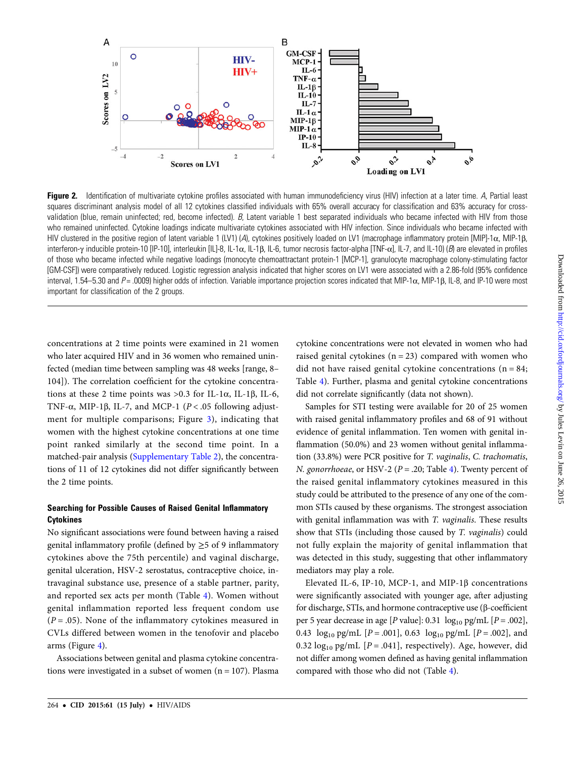**Figure 2.** Identification of multivariate cytokine profiles associated with human immunodeficiency virus (HIV) infection at a later time. *A*, Partial least squares discriminant analysis model of all 12 cytokines classified individuals with 65% overall accuracy for classification and 63% accuracy for cross-validation (blue, remain uninfected; red, become infected). *B*, Latent variable 1 best separated individuals who became infected with HIV from those who remained uninfected. Cytokine loadings indicate multivariate cytokines associated with HIV infection. Since individuals who became infected with HIV clustered in the positive region of latent variable 1 (LV1) (*A*), cytokines positively loaded on LV1 (macrophage inflammatory protein [MIP]-1α, MIP-1β, interferon-γ inducible protein-10 [IP-10], interleukin [IL]-8, IL-1α, IL-1β, IL-6, tumor necrosis factor-alpha [TNF-α], IL-7, and IL-10) (*B*) are elevated in profiles of those who became infected while negative loadings (monocyte chemoattractant protein-1 [MCP-1], granulocyte macrophage colony-stimulating factor [GM-CSF]) were comparatively reduced. Logistic regression analysis indicated that higher scores on LV1 were associated with a 2.86-fold (95% confidence interval, 1.54–5.30 and $P = .0009$) higher odds of infection. Variable importance projection scores indicated that MIP-1α, MIP-1β, IL-8, and IP-10 were most important for classification of the 2 groups.

concentrations at 2 time points were examined in 21 women who later acquired HIV and in 36 women who remained uninfected (median time between sampling was 48 weeks [range, 8–104]). The correlation coefficient for the cytokine concentrations at these 2 time points was >0.3 for IL-1α, IL-1β, IL-6, TNF-α, MIP-1β, IL-7, and MCP-1 ($P < .05$ following adjustment for multiple comparisons; Figure 3), indicating that women with the highest cytokine concentrations at one time point ranked similarly at the second time point. In a matched-pair analysis (Supplementary Table 2), the concentrations of 11 of 12 cytokines did not differ significantly between the 2 time points.

### Searching for Possible Causes of Raised Genital Inflammatory Cytokines

No significant associations were found between having a raised genital inflammatory profile (defined by ≥5 of 9 inflammatory cytokines above the 75th percentile) and vaginal discharge, genital ulceration, HSV-2 serostatus, contraceptive choice, intravaginal substance use, presence of a stable partner, parity, and reported sex acts per month (Table 4). Women without genital inflammation reported less frequent condom use ($P = .05$). None of the inflammatory cytokines measured in CVLs differed between women in the tenofovir and placebo arms (Figure 4).

Associations between genital and plasma cytokine concentrations were investigated in a subset of women (n = 107). Plasma cytokine concentrations were not elevated in women who had raised genital cytokines (n = 23) compared with women who did not have raised genital cytokine concentrations (n = 84; Table 4). Further, plasma and genital cytokine concentrations did not correlate significantly (data not shown).

Samples for STI testing were available for 20 of 25 women with raised genital inflammatory profiles and 68 of 91 without evidence of genital inflammation. Ten women with genital inflammation (50.0%) and 23 women without genital inflammation (33.8%) were PCR positive for *T. vaginalis*, *C. trachomatis*, *N. gonorrhoeae*, or HSV-2 ($P = .20$; Table 4). Twenty percent of the raised genital inflammatory cytokines measured in this study could be attributed to the presence of any one of the common STIs caused by these organisms. The strongest association with genital inflammation was with *T. vaginalis*. These results show that STIs (including those caused by *T. vaginalis*) could not fully explain the majority of genital inflammation that was detected in this study, suggesting that other inflammatory mediators may play a role.

Elevated IL-6, IP-10, MCP-1, and MIP-1β concentrations were significantly associated with younger age, after adjusting for discharge, STIs, and hormone contraceptive use (β-coefficient per 5 year decrease in age [*P* value]: 0.31 $\log_{10}$ pg/mL [$P = .002$], 0.43 $\log_{10}$ pg/mL [$P = .001$], 0.63 $\log_{10}$ pg/mL [$P = .002$], and 0.32 $\log_{10}$ pg/mL [$P = .041$], respectively). Age, however, did not differ among women defined as having genital inflammation compared with those who did not (Table 4).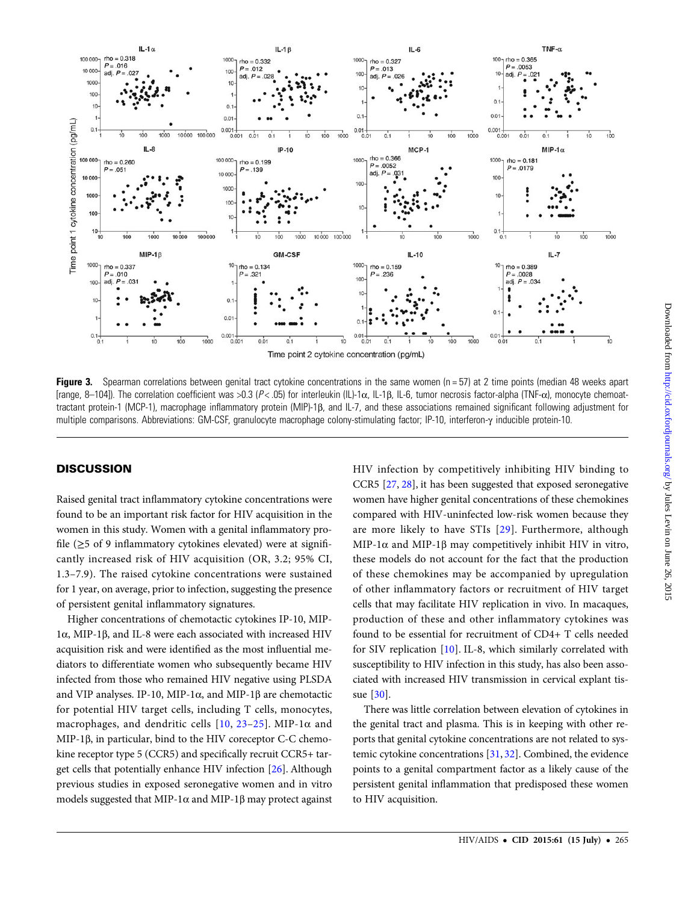**Figure 3.** Spearman correlations between genital tract cytokine concentrations in the same women (n = 57) at 2 time points (median 48 weeks apart [range, 8–104]). The correlation coefficient was >0.3 ($P < .05$) for interleukin (IL)-1α, IL-1β, IL-6, tumor necrosis factor-alpha (TNF-α), monocyte chemoattractant protein-1 (MCP-1), macrophage inflammatory protein (MIP)-1β, and IL-7, and these associations remained significant following adjustment for multiple comparisons. Abbreviations: GM-CSF, granulocyte macrophage colony-stimulating factor; IP-10, interferon-γ inducible protein-10.

## DISCUSSION

Raised genital tract inflammatory cytokine concentrations were found to be an important risk factor for HIV acquisition in the women in this study. Women with a genital inflammatory profile (≥5 of 9 inflammatory cytokines elevated) were at significantly increased risk of HIV acquisition (OR, 3.2; 95% CI, 1.3–7.9). The raised cytokine concentrations were sustained for 1 year, on average, prior to infection, suggesting the presence of persistent genital inflammatory signatures.

Higher concentrations of chemotactic cytokines IP-10, MIP-1α, MIP-1β, and IL-8 were each associated with increased HIV acquisition risk and were identified as the most influential mediators to differentiate women who subsequently became HIV infected from those who remained HIV negative using PLSDA and VIP analyses. IP-10, MIP-1α, and MIP-1β are chemotactic for potential HIV target cells, including T cells, monocytes, macrophages, and dendritic cells [10, 23–25]. MIP-1α and MIP-1β, in particular, bind to the HIV coreceptor C-C chemokine receptor type 5 (CCR5) and specifically recruit CCR5+ target cells that potentially enhance HIV infection [26]. Although previous studies in exposed seronegative women and in vitro models suggested that MIP-1α and MIP-1β may protect against HIV infection by competitively inhibiting HIV binding to CCR5 [27, 28], it has been suggested that exposed seronegative women have higher genital concentrations of these chemokines compared with HIV-uninfected low-risk women because they are more likely to have STIs [29]. Furthermore, although MIP-1α and MIP-1β may competitively inhibit HIV in vitro, these models do not account for the fact that the production of these chemokines may be accompanied by upregulation of other inflammatory factors or recruitment of HIV target cells that may facilitate HIV replication in vivo. In macaques, production of these and other inflammatory cytokines was found to be essential for recruitment of CD4+ T cells needed for SIV replication [10]. IL-8, which similarly correlated with susceptibility to HIV infection in this study, has also been associated with increased HIV transmission in cervical explant tissue [30].

There was little correlation between elevation of cytokines in the genital tract and plasma. This is in keeping with other reports that genital cytokine concentrations are not related to systemic cytokine concentrations [31, 32]. Combined, the evidence points to a genital compartment factor as a likely cause of the persistent genital inflammation that predisposed these women to HIV acquisition.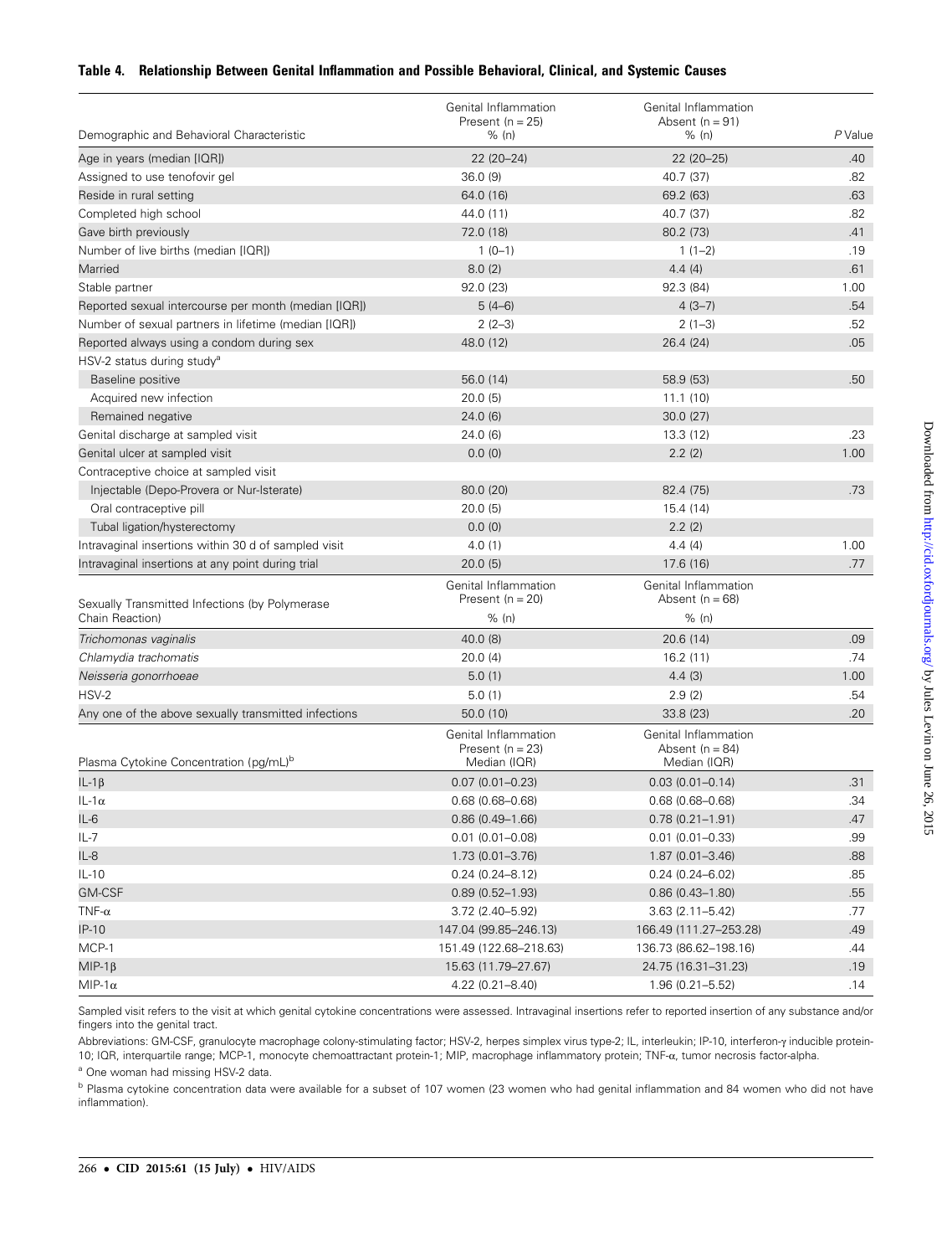**Table 4. Relationship Between Genital Inflammation and Possible Behavioral, Clinical, and Systemic Causes**

| Demographic and Behavioral Characteristic | Genital Inflammation Present (n = 25) % (n) | Genital Inflammation Absent (n = 91) % (n) | *P* Value |
|---|---|---|---|
| Age in years (median [IQR]) | 22 (20–24) | 22 (20–25) | .40 |
| Assigned to use tenofovir gel | 36.0 (9) | 40.7 (37) | .82 |
| Reside in rural setting | 64.0 (16) | 69.2 (63) | .63 |
| Completed high school | 44.0 (11) | 40.7 (37) | .82 |
| Gave birth previously | 72.0 (18) | 80.2 (73) | .41 |
| Number of live births (median [IQR]) | 1 (0–1) | 1 (1–2) | .19 |
| Married | 8.0 (2) | 4.4 (4) | .61 |
| Stable partner | 92.0 (23) | 92.3 (84) | 1.00 |
| Reported sexual intercourse per month (median [IQR]) | 5 (4–6) | 4 (3–7) | .54 |
| Number of sexual partners in lifetime (median [IQR]) | 2 (2–3) | 2 (1–3) | .52 |
| Reported always using a condom during sex | 48.0 (12) | 26.4 (24) | .05 |
| HSV-2 status during study[a] | | | |
| Baseline positive | 56.0 (14) | 58.9 (53) | .50 |
| Acquired new infection | 20.0 (5) | 11.1 (10) | |
| Remained negative | 24.0 (6) | 30.0 (27) | |
| Genital discharge at sampled visit | 24.0 (6) | 13.3 (12) | .23 |
| Genital ulcer at sampled visit | 0.0 (0) | 2.2 (2) | 1.00 |
| Contraceptive choice at sampled visit | | | |
| Injectable (Depo-Provera or Nur-Isterate) | 80.0 (20) | 82.4 (75) | .73 |
| Oral contraceptive pill | 20.0 (5) | 15.4 (14) | |
| Tubal ligation/hysterectomy | 0.0 (0) | 2.2 (2) | |
| Intravaginal insertions within 30 d of sampled visit | 4.0 (1) | 4.4 (4) | 1.00 |
| Intravaginal insertions at any point during trial | 20.0 (5) | 17.6 (16) | .77 |
| **Sexually Transmitted Infections (by Polymerase Chain Reaction)** | **Genital Inflammation Present (n = 20) % (n)** | **Genital Inflammation Absent (n = 68) % (n)** | |
| *Trichomonas vaginalis* | 40.0 (8) | 20.6 (14) | .09 |
| *Chlamydia trachomatis* | 20.0 (4) | 16.2 (11) | .74 |
| *Neisseria gonorrhoeae* | 5.0 (1) | 4.4 (3) | 1.00 |
| HSV-2 | 5.0 (1) | 2.9 (2) | .54 |
| Any one of the above sexually transmitted infections | 50.0 (10) | 33.8 (23) | .20 |
| **Plasma Cytokine Concentration (pg/mL)[b]** | **Genital Inflammation Present (n = 23) Median (IQR)** | **Genital Inflammation Absent (n = 84) Median (IQR)** | |
| IL-1β | 0.07 (0.01–0.23) | 0.03 (0.01–0.14) | .31 |
| IL-1α | 0.68 (0.68–0.68) | 0.68 (0.68–0.68) | .34 |
| IL-6 | 0.86 (0.49–1.66) | 0.78 (0.21–1.91) | .47 |
| IL-7 | 0.01 (0.01–0.08) | 0.01 (0.01–0.33) | .99 |
| IL-8 | 1.73 (0.01–3.76) | 1.87 (0.01–3.46) | .88 |
| IL-10 | 0.24 (0.24–8.12) | 0.24 (0.24–6.02) | .85 |
| GM-CSF | 0.89 (0.52–1.93) | 0.86 (0.43–1.80) | .55 |
| TNF-α | 3.72 (2.40–5.92) | 3.63 (2.11–5.42) | .77 |
| IP-10 | 147.04 (99.85–246.13) | 166.49 (111.27–253.28) | .49 |
| MCP-1 | 151.49 (122.68–218.63) | 136.73 (86.62–198.16) | .44 |
| MIP-1β | 15.63 (11.79–27.67) | 24.75 (16.31–31.23) | .19 |
| MIP-1α | 4.22 (0.21–8.40) | 1.96 (0.21–5.52) | .14 |

Sampled visit refers to the visit at which genital cytokine concentrations were assessed. Intravaginal insertions refer to reported insertion of any substance and/or fingers into the genital tract.

Abbreviations: GM-CSF, granulocyte macrophage colony-stimulating factor; HSV-2, herpes simplex virus type-2; IL, interleukin; IP-10, interferon-γ inducible protein-10; IQR, interquartile range; MCP-1, monocyte chemoattractant protein-1; MIP, macrophage inflammatory protein; TNF-α, tumor necrosis factor-alpha.

[a] One woman had missing HSV-2 data.

[b] Plasma cytokine concentration data were available for a subset of 107 women (23 women who had genital inflammation and 84 women who did not have inflammation).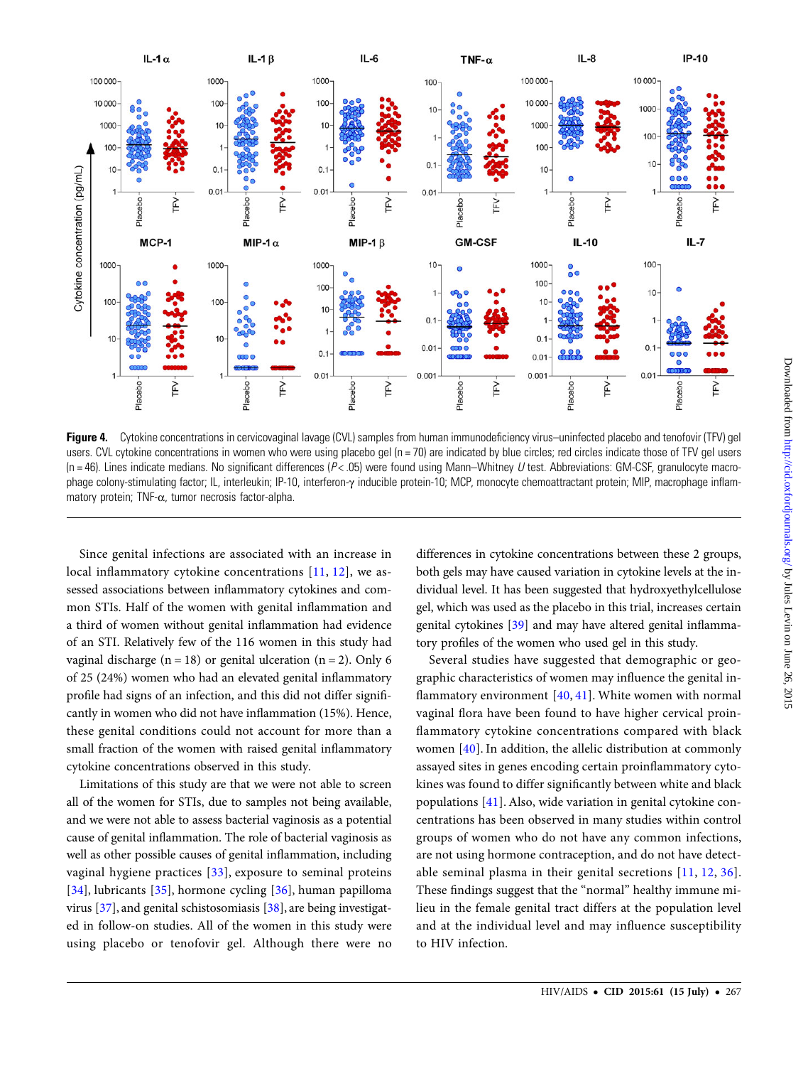**Figure 4.** Cytokine concentrations in cervicovaginal lavage (CVL) samples from human immunodeficiency virus–uninfected placebo and tenofovir (TFV) gel users. CVL cytokine concentrations in women who were using placebo gel (n = 70) are indicated by blue circles; red circles indicate those of TFV gel users (n = 46). Lines indicate medians. No significant differences ($P < .05$) were found using Mann–Whitney $U$ test. Abbreviations: GM-CSF, granulocyte macrophage colony-stimulating factor; IL, interleukin; IP-10, interferon-γ inducible protein-10; MCP, monocyte chemoattractant protein; MIP, macrophage inflammatory protein; TNF-α, tumor necrosis factor-alpha.

Since genital infections are associated with an increase in local inflammatory cytokine concentrations [11, 12], we assessed associations between inflammatory cytokines and common STIs. Half of the women with genital inflammation and a third of women without genital inflammation had evidence of an STI. Relatively few of the 116 women in this study had vaginal discharge (n = 18) or genital ulceration (n = 2). Only 6 of 25 (24%) women who had an elevated genital inflammatory profile had signs of an infection, and this did not differ significantly in women who did not have inflammation (15%). Hence, these genital conditions could not account for more than a small fraction of the women with raised genital inflammatory cytokine concentrations observed in this study.

Limitations of this study are that we were not able to screen all of the women for STIs, due to samples not being available, and we were not able to assess bacterial vaginosis as a potential cause of genital inflammation. The role of bacterial vaginosis as well as other possible causes of genital inflammation, including vaginal hygiene practices [33], exposure to seminal proteins [34], lubricants [35], hormone cycling [36], human papilloma virus [37], and genital schistosomiasis [38], are being investigated in follow-on studies. All of the women in this study were using placebo or tenofovir gel. Although there were no differences in cytokine concentrations between these 2 groups, both gels may have caused variation in cytokine levels at the individual level. It has been suggested that hydroxyethylcellulose gel, which was used as the placebo in this trial, increases certain genital cytokines [39] and may have altered genital inflammatory profiles of the women who used gel in this study.

Several studies have suggested that demographic or geographic characteristics of women may influence the genital inflammatory environment [40, 41]. White women with normal vaginal flora have been found to have higher cervical proinflammatory cytokine concentrations compared with black women [40]. In addition, the allelic distribution at commonly assayed sites in genes encoding certain proinflammatory cytokines was found to differ significantly between white and black populations [41]. Also, wide variation in genital cytokine concentrations has been observed in many studies within control groups of women who do not have any common infections, are not using hormone contraception, and do not have detectable seminal plasma in their genital secretions [11, 12, 36]. These findings suggest that the "normal" healthy immune milieu in the female genital tract differs at the population level and at the individual level and may influence susceptibility to HIV infection.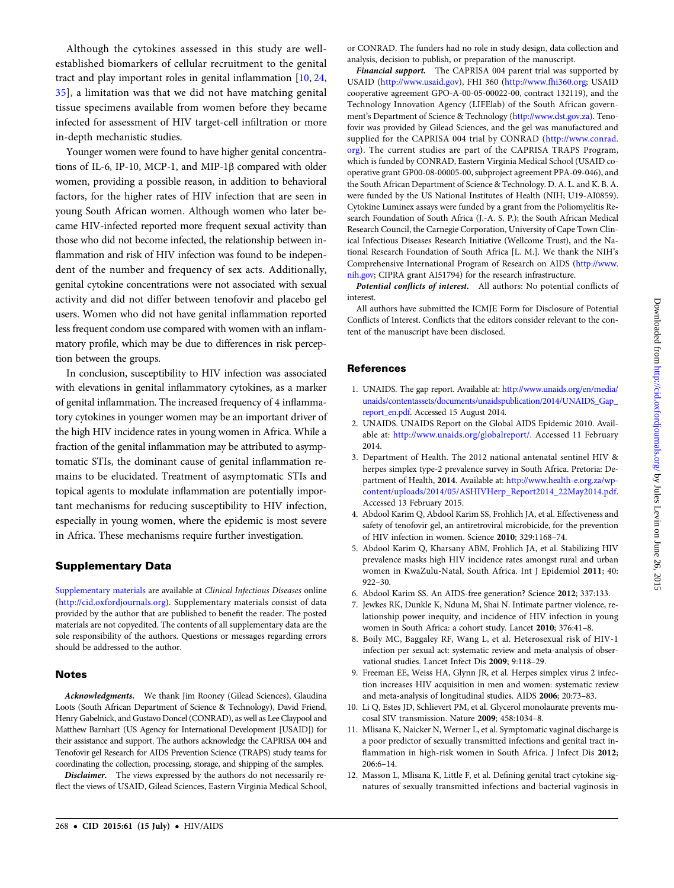Although the cytokines assessed in this study are well-established biomarkers of cellular recruitment to the genital tract and play important roles in genital inflammation [10, 24, 35], a limitation was that we did not have matching genital tissue specimens available from women before they became infected for assessment of HIV target-cell infiltration or more in-depth mechanistic studies.

Younger women were found to have higher genital concentrations of IL-6, IP-10, MCP-1, and MIP-1β compared with older women, providing a possible reason, in addition to behavioral factors, for the higher rates of HIV infection that are seen in young South African women. Although women who later became HIV-infected reported more frequent sexual activity than those who did not become infected, the relationship between inflammation and risk of HIV infection was found to be independent of the number and frequency of sex acts. Additionally, genital cytokine concentrations were not associated with sexual activity and did not differ between tenofovir and placebo gel users. Women who did not have genital inflammation reported less frequent condom use compared with women with an inflammatory profile, which may be due to differences in risk perception between the groups.

In conclusion, susceptibility to HIV infection was associated with elevations in genital inflammatory cytokines, as a marker of genital inflammation. The increased frequency of 4 inflammatory cytokines in younger women may be an important driver of the high HIV incidence rates in young women in Africa. While a fraction of the genital inflammation may be attributed to asymptomatic STIs, the dominant cause of genital inflammation remains to be elucidated. Treatment of asymptomatic STIs and topical agents to modulate inflammation are potentially important mechanisms for reducing susceptibility to HIV infection, especially in young women, where the epidemic is most severe in Africa. These mechanisms require further investigation.

## Supplementary Data

Supplementary materials are available at *Clinical Infectious Diseases* online (http://cid.oxfordjournals.org). Supplementary materials consist of data provided by the author that are published to benefit the reader. The posted materials are not copyedited. The contents of all supplementary data are the sole responsibility of the authors. Questions or messages regarding errors should be addressed to the author.

## Notes

***Acknowledgments.*** We thank Jim Rooney (Gilead Sciences), Glaudina Loots (South African Department of Science & Technology), David Friend, Henry Gabelnick, and Gustavo Doncel (CONRAD), as well as Lee Claypool and Matthew Barnhart (US Agency for International Development [USAID]) for their assistance and support. The authors acknowledge the CAPRISA 004 and Tenofovir gel Research for AIDS Prevention Science (TRAPS) study teams for coordinating the collection, processing, storage, and shipping of the samples.

***Disclaimer.*** The views expressed by the authors do not necessarily reflect the views of USAID, Gilead Sciences, Eastern Virginia Medical School, or CONRAD. The funders had no role in study design, data collection and analysis, decision to publish, or preparation of the manuscript.

***Financial support.*** The CAPRISA 004 parent trial was supported by USAID (http://www.usaid.gov), FHI 360 (http://www.fhi360.org; USAID cooperative agreement GPO-A-00-05-00022-00, contract 132119), and the Technology Innovation Agency (LIFElab) of the South African government's Department of Science & Technology (http://www.dst.gov.za). Tenofovir was provided by Gilead Sciences, and the gel was manufactured and supplied for the CAPRISA 004 trial by CONRAD (http://www.conrad.org). The current studies are part of the CAPRISA TRAPS Program, which is funded by CONRAD, Eastern Virginia Medical School (USAID cooperative grant GP00-08-00005-00, subproject agreement PPA-09-046), and the South African Department of Science & Technology. D. A. L. and K. B. A. were funded by the US National Institutes of Health (NIH; U19-AI0859). Cytokine Luminex assays were funded by a grant from the Poliomyelitis Research Foundation of South Africa (J.-A. S. P.); the South African Medical Research Council, the Carnegie Corporation, University of Cape Town Clinical Infectious Diseases Research Initiative (Wellcome Trust), and the National Research Foundation of South Africa [L. M.]. We thank the NIH's Comprehensive International Program of Research on AIDS (http://www.nih.gov; CIPRA grant AI51794) for the research infrastructure.

***Potential conflicts of interest.*** All authors: No potential conflicts of interest.

All authors have submitted the ICMJE Form for Disclosure of Potential Conflicts of Interest. Conflicts that the editors consider relevant to the content of the manuscript have been disclosed.

## References

1. UNAIDS. The gap report. Available at: http://www.unaids.org/en/media/unaids/contentassets/documents/unaidspublication/2014/UNAIDS_Gap_report_en.pdf. Accessed 15 August 2014.
2. UNAIDS. UNAIDS Report on the Global AIDS Epidemic 2010. Available at: http://www.unaids.org/globalreport/. Accessed 11 February 2014.
3. Department of Health. The 2012 national antenatal sentinel HIV & herpes simplex type-2 prevalence survey in South Africa. Pretoria: Department of Health, **2014**. Available at: http://www.health-e.org.za/wp-content/uploads/2014/05/ASHIVHerp_Report2014_22May2014.pdf. Accessed 13 February 2015.
4. Abdool Karim Q, Abdool Karim SS, Frohlich JA, et al. Effectiveness and safety of tenofovir gel, an antiretroviral microbicide, for the prevention of HIV infection in women. Science **2010**; 329:1168–74.
5. Abdool Karim Q, Kharsany ABM, Frohlich JA, et al. Stabilizing HIV prevalence masks high HIV incidence rates amongst rural and urban women in KwaZulu-Natal, South Africa. Int J Epidemiol **2011**; 40: 922–30.
6. Abdool Karim SS. An AIDS-free generation? Science **2012**; 337:133.
7. Jewkes RK, Dunkle K, Nduna M, Shai N. Intimate partner violence, relationship power inequity, and incidence of HIV infection in young women in South Africa: a cohort study. Lancet **2010**; 376:41–8.
8. Boily MC, Baggaley RF, Wang L, et al. Heterosexual risk of HIV-1 infection per sexual act: systematic review and meta-analysis of observational studies. Lancet Infect Dis **2009**; 9:118–29.
9. Freeman EE, Weiss HA, Glynn JR, et al. Herpes simplex virus 2 infection increases HIV acquisition in men and women: systematic review and meta-analysis of longitudinal studies. AIDS **2006**; 20:73–83.
10. Li Q, Estes JD, Schlievert PM, et al. Glycerol monolaurate prevents mucosal SIV transmission. Nature **2009**; 458:1034–8.
11. Mlisana K, Naicker N, Werner L, et al. Symptomatic vaginal discharge is a poor predictor of sexually transmitted infections and genital tract inflammation in high-risk women in South Africa. J Infect Dis **2012**; 206:6–14.
12. Masson L, Mlisana K, Little F, et al. Defining genital tract cytokine signatures of sexually transmitted infections and bacterial vaginosis in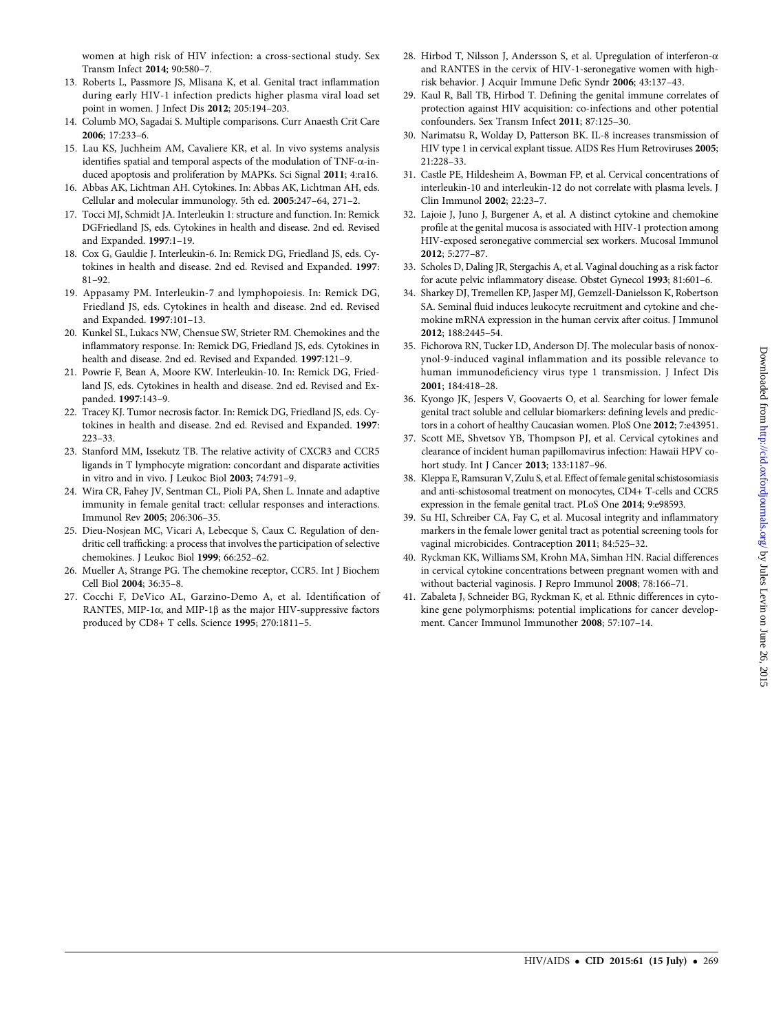women at high risk of HIV infection: a cross-sectional study. Sex Transm Infect **2014**; 90:580–7.

13. Roberts L, Passmore JS, Mlisana K, et al. Genital tract inflammation during early HIV-1 infection predicts higher plasma viral load set point in women. J Infect Dis **2012**; 205:194–203.
14. Columb MO, Sagadai S. Multiple comparisons. Curr Anaesth Crit Care **2006**; 17:233–6.
15. Lau KS, Juchheim AM, Cavaliere KR, et al. In vivo systems analysis identifies spatial and temporal aspects of the modulation of TNF-α-induced apoptosis and proliferation by MAPKs. Sci Signal **2011**; 4:ra16.
16. Abbas AK, Lichtman AH. Cytokines. In: Abbas AK, Lichtman AH, eds. Cellular and molecular immunology. 5th ed. **2005**:247–64, 271–2.
17. Tocci MJ, Schmidt JA. Interleukin 1: structure and function. In: Remick DGFriedland JS, eds. Cytokines in health and disease. 2nd ed. Revised and Expanded. **1997**:1–19.
18. Cox G, Gauldie J. Interleukin-6. In: Remick DG, Friedland JS, eds. Cytokines in health and disease. 2nd ed. Revised and Expanded. **1997**: 81–92.
19. Appasamy PM. Interleukin-7 and lymphopoiesis. In: Remick DG, Friedland JS, eds. Cytokines in health and disease. 2nd ed. Revised and Expanded. **1997**:101–13.
20. Kunkel SL, Lukacs NW, Chensue SW, Strieter RM. Chemokines and the inflammatory response. In: Remick DG, Friedland JS, eds. Cytokines in health and disease. 2nd ed. Revised and Expanded. **1997**:121–9.
21. Powrie F, Bean A, Moore KW. Interleukin-10. In: Remick DG, Friedland JS, eds. Cytokines in health and disease. 2nd ed. Revised and Expanded. **1997**:143–9.
22. Tracey KJ. Tumor necrosis factor. In: Remick DG, Friedland JS, eds. Cytokines in health and disease. 2nd ed. Revised and Expanded. **1997**: 223–33.
23. Stanford MM, Issekutz TB. The relative activity of CXCR3 and CCR5 ligands in T lymphocyte migration: concordant and disparate activities in vitro and in vivo. J Leukoc Biol **2003**; 74:791–9.
24. Wira CR, Fahey JV, Sentman CL, Pioli PA, Shen L. Innate and adaptive immunity in female genital tract: cellular responses and interactions. Immunol Rev **2005**; 206:306–35.
25. Dieu-Nosjean MC, Vicari A, Lebecque S, Caux C. Regulation of dendritic cell trafficking: a process that involves the participation of selective chemokines. J Leukoc Biol **1999**; 66:252–62.
26. Mueller A, Strange PG. The chemokine receptor, CCR5. Int J Biochem Cell Biol **2004**; 36:35–8.
27. Cocchi F, DeVico AL, Garzino-Demo A, et al. Identification of RANTES, MIP-1α, and MIP-1β as the major HIV-suppressive factors produced by CD8+ T cells. Science **1995**; 270:1811–5.
28. Hirbod T, Nilsson J, Andersson S, et al. Upregulation of interferon-α and RANTES in the cervix of HIV-1-seronegative women with high-risk behavior. J Acquir Immune Defic Syndr **2006**; 43:137–43.
29. Kaul R, Ball TB, Hirbod T. Defining the genital immune correlates of protection against HIV acquisition: co-infections and other potential confounders. Sex Transm Infect **2011**; 87:125–30.
30. Narimatsu R, Wolday D, Patterson BK. IL-8 increases transmission of HIV type 1 in cervical explant tissue. AIDS Res Hum Retroviruses **2005**; 21:228–33.
31. Castle PE, Hildesheim A, Bowman FP, et al. Cervical concentrations of interleukin-10 and interleukin-12 do not correlate with plasma levels. J Clin Immunol **2002**; 22:23–7.
32. Lajoie J, Juno J, Burgener A, et al. A distinct cytokine and chemokine profile at the genital mucosa is associated with HIV-1 protection among HIV-exposed seronegative commercial sex workers. Mucosal Immunol **2012**; 5:277–87.
33. Scholes D, Daling JR, Stergachis A, et al. Vaginal douching as a risk factor for acute pelvic inflammatory disease. Obstet Gynecol **1993**; 81:601–6.
34. Sharkey DJ, Tremellen KP, Jasper MJ, Gemzell-Danielsson K, Robertson SA. Seminal fluid induces leukocyte recruitment and cytokine and chemokine mRNA expression in the human cervix after coitus. J Immunol **2012**; 188:2445–54.
35. Fichorova RN, Tucker LD, Anderson DJ. The molecular basis of nonoxynol-9-induced vaginal inflammation and its possible relevance to human immunodeficiency virus type 1 transmission. J Infect Dis **2001**; 184:418–28.
36. Kyongo JK, Jespers V, Goovaerts O, et al. Searching for lower female genital tract soluble and cellular biomarkers: defining levels and predictors in a cohort of healthy Caucasian women. PloS One **2012**; 7:e43951.
37. Scott ME, Shvetsov YB, Thompson PJ, et al. Cervical cytokines and clearance of incident human papillomavirus infection: Hawaii HPV cohort study. Int J Cancer **2013**; 133:1187–96.
38. Kleppa E, Ramsuran V, Zulu S, et al. Effect of female genital schistosomiasis and anti-schistosomal treatment on monocytes, CD4+ T-cells and CCR5 expression in the female genital tract. PLoS One **2014**; 9:e98593.
39. Su HI, Schreiber CA, Fay C, et al. Mucosal integrity and inflammatory markers in the female lower genital tract as potential screening tools for vaginal microbicides. Contraception **2011**; 84:525–32.
40. Ryckman KK, Williams SM, Krohn MA, Simhan HN. Racial differences in cervical cytokine concentrations between pregnant women with and without bacterial vaginosis. J Repro Immunol **2008**; 78:166–71.
41. Zabaleta J, Schneider BG, Ryckman K, et al. Ethnic differences in cytokine gene polymorphisms: potential implications for cancer development. Cancer Immunol Immunother **2008**; 57:107–14.